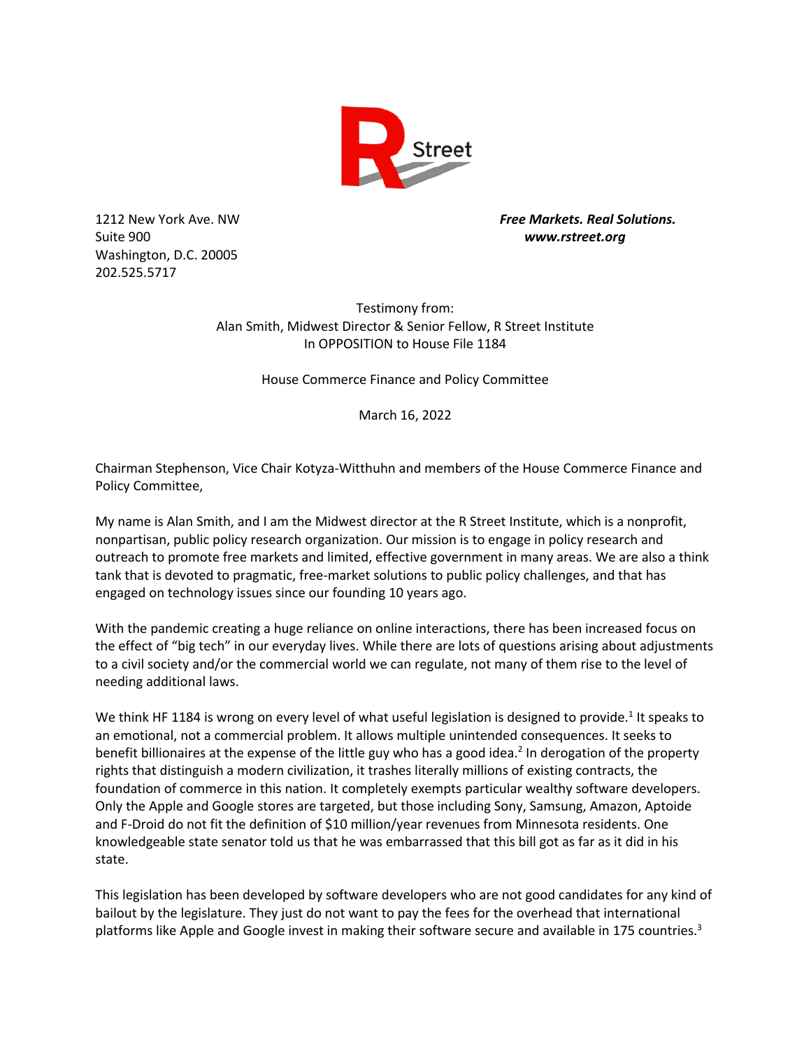R Street

1212 New York Ave. NW
Suite 900
Washington, D.C. 20005
202.525.5717

***Free Markets. Real Solutions.***
***www.rstreet.org***

Testimony from:
Alan Smith, Midwest Director & Senior Fellow, R Street Institute
In OPPOSITION to House File 1184

House Commerce Finance and Policy Committee

March 16, 2022

Chairman Stephenson, Vice Chair Kotyza-Witthuhn and members of the House Commerce Finance and Policy Committee,

My name is Alan Smith, and I am the Midwest director at the R Street Institute, which is a nonprofit, nonpartisan, public policy research organization. Our mission is to engage in policy research and outreach to promote free markets and limited, effective government in many areas. We are also a think tank that is devoted to pragmatic, free-market solutions to public policy challenges, and that has engaged on technology issues since our founding 10 years ago.

With the pandemic creating a huge reliance on online interactions, there has been increased focus on the effect of "big tech" in our everyday lives. While there are lots of questions arising about adjustments to a civil society and/or the commercial world we can regulate, not many of them rise to the level of needing additional laws.

We think HF 1184 is wrong on every level of what useful legislation is designed to provide.[1] It speaks to an emotional, not a commercial problem. It allows multiple unintended consequences. It seeks to benefit billionaires at the expense of the little guy who has a good idea.[2] In derogation of the property rights that distinguish a modern civilization, it trashes literally millions of existing contracts, the foundation of commerce in this nation. It completely exempts particular wealthy software developers. Only the Apple and Google stores are targeted, but those including Sony, Samsung, Amazon, Aptoide and F-Droid do not fit the definition of $10 million/year revenues from Minnesota residents. One knowledgeable state senator told us that he was embarrassed that this bill got as far as it did in his state.

This legislation has been developed by software developers who are not good candidates for any kind of bailout by the legislature. They just do not want to pay the fees for the overhead that international platforms like Apple and Google invest in making their software secure and available in 175 countries.[3]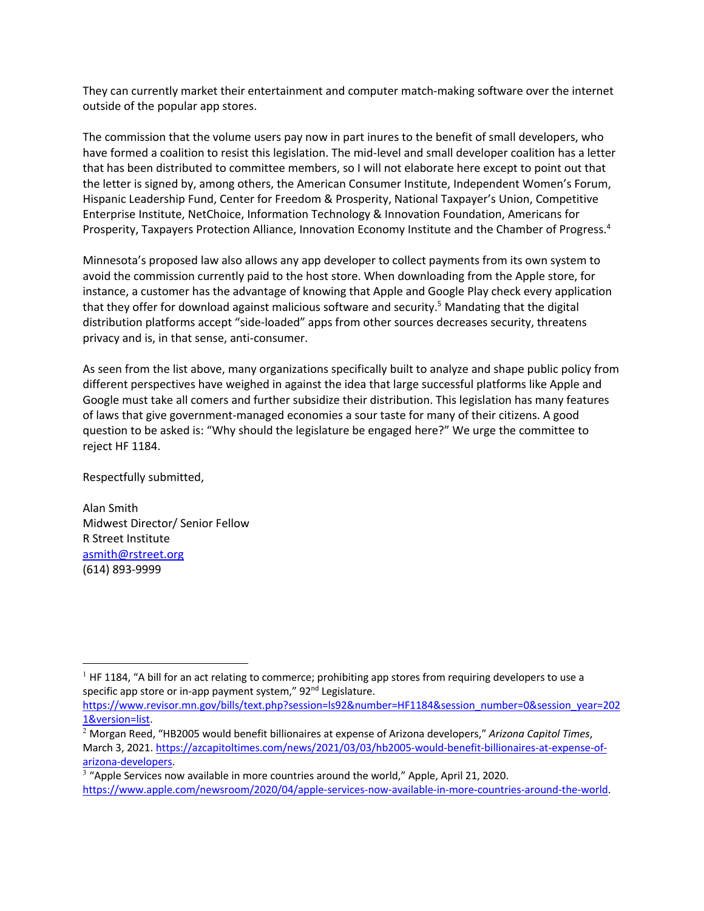They can currently market their entertainment and computer match-making software over the internet outside of the popular app stores.

The commission that the volume users pay now in part inures to the benefit of small developers, who have formed a coalition to resist this legislation. The mid-level and small developer coalition has a letter that has been distributed to committee members, so I will not elaborate here except to point out that the letter is signed by, among others, the American Consumer Institute, Independent Women's Forum, Hispanic Leadership Fund, Center for Freedom & Prosperity, National Taxpayer's Union, Competitive Enterprise Institute, NetChoice, Information Technology & Innovation Foundation, Americans for Prosperity, Taxpayers Protection Alliance, Innovation Economy Institute and the Chamber of Progress.[4]

Minnesota's proposed law also allows any app developer to collect payments from its own system to avoid the commission currently paid to the host store. When downloading from the Apple store, for instance, a customer has the advantage of knowing that Apple and Google Play check every application that they offer for download against malicious software and security.[5] Mandating that the digital distribution platforms accept "side-loaded" apps from other sources decreases security, threatens privacy and is, in that sense, anti-consumer.

As seen from the list above, many organizations specifically built to analyze and shape public policy from different perspectives have weighed in against the idea that large successful platforms like Apple and Google must take all comers and further subsidize their distribution. This legislation has many features of laws that give government-managed economies a sour taste for many of their citizens. A good question to be asked is: "Why should the legislature be engaged here?" We urge the committee to reject HF 1184.

Respectfully submitted,

Alan Smith  
Midwest Director/ Senior Fellow  
R Street Institute  
asmith@rstreet.org  
(614) 893-9999

---

[1] HF 1184, "A bill for an act relating to commerce; prohibiting app stores from requiring developers to use a specific app store or in-app payment system," 92nd Legislature. https://www.revisor.mn.gov/bills/text.php?session=ls92&number=HF1184&session_number=0&session_year=2021&version=list.

[2] Morgan Reed, "HB2005 would benefit billionaires at expense of Arizona developers," *Arizona Capitol Times*, March 3, 2021. https://azcapitoltimes.com/news/2021/03/03/hb2005-would-benefit-billionaires-at-expense-of-arizona-developers.

[3] "Apple Services now available in more countries around the world," Apple, April 21, 2020. https://www.apple.com/newsroom/2020/04/apple-services-now-available-in-more-countries-around-the-world.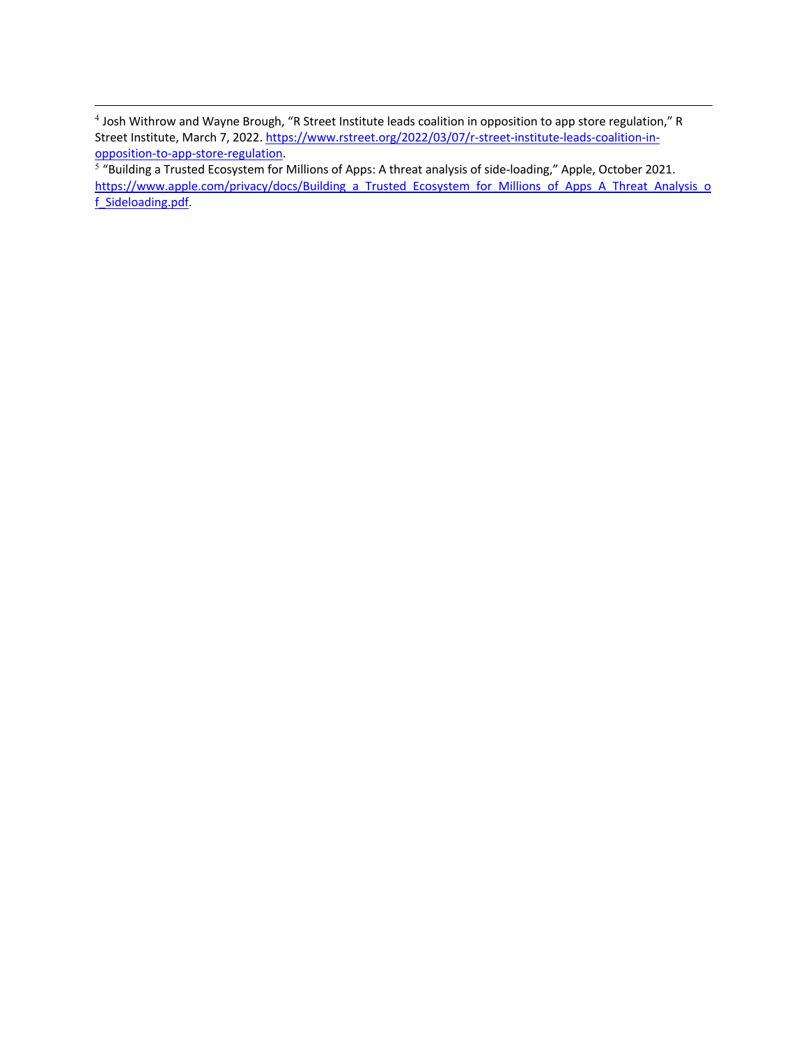[4] Josh Withrow and Wayne Brough, "R Street Institute leads coalition in opposition to app store regulation," R Street Institute, March 7, 2022. https://www.rstreet.org/2022/03/07/r-street-institute-leads-coalition-in-opposition-to-app-store-regulation.

[5] "Building a Trusted Ecosystem for Millions of Apps: A threat analysis of side-loading," Apple, October 2021. https://www.apple.com/privacy/docs/Building_a_Trusted_Ecosystem_for_Millions_of_Apps_A_Threat_Analysis_of_Sideloading.pdf.